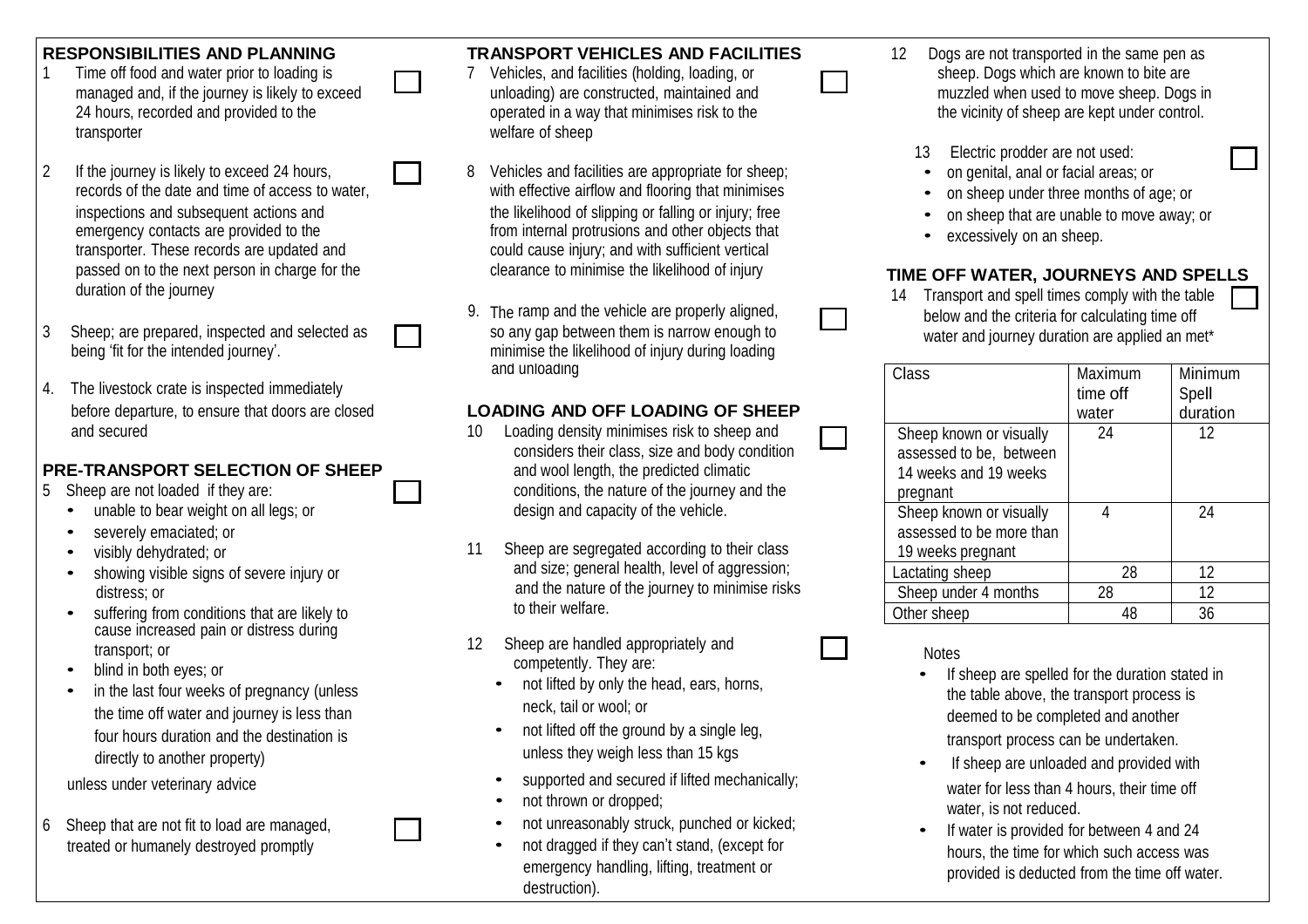## RESPONSIBILITIES AND PLANNING

1. Time off food and water prior to loading is managed and, if the journey is likely to exceed 24 hours, recorded and provided to the transporter
2. If the journey is likely to exceed 24 hours, records of the date and time of access to water, inspections and subsequent actions and emergency contacts are provided to the transporter. These records are updated and passed on to the next person in charge for the duration of the journey
3. Sheep; are prepared, inspected and selected as being 'fit for the intended journey'.
4. The livestock crate is inspected immediately before departure, to ensure that doors are closed and secured

## PRE-TRANSPORT SELECTION OF SHEEP

5. Sheep are not loaded if they are:
   - unable to bear weight on all legs; or
   - severely emaciated; or
   - visibly dehydrated; or
   - showing visible signs of severe injury or distress; or
   - suffering from conditions that are likely to cause increased pain or distress during transport; or
   - blind in both eyes; or
   - in the last four weeks of pregnancy (unless the time off water and journey is less than four hours duration and the destination is directly to another property)

   unless under veterinary advice

6. Sheep that are not fit to load are managed, treated or humanely destroyed promptly

## TRANSPORT VEHICLES AND FACILITIES

7. Vehicles, and facilities (holding, loading, or unloading) are constructed, maintained and operated in a way that minimises risk to the welfare of sheep
8. Vehicles and facilities are appropriate for sheep; with effective airflow and flooring that minimises the likelihood of slipping or falling or injury; free from internal protrusions and other objects that could cause injury; and with sufficient vertical clearance to minimise the likelihood of injury
9. The ramp and the vehicle are properly aligned, so any gap between them is narrow enough to minimise the likelihood of injury during loading and unloading

## LOADING AND OFF LOADING OF SHEEP

10. Loading density minimises risk to sheep and considers their class, size and body condition and wool length, the predicted climatic conditions, the nature of the journey and the design and capacity of the vehicle.
11. Sheep are segregated according to their class and size; general health, level of aggression; and the nature of the journey to minimise risks to their welfare.
12. Sheep are handled appropriately and competently. They are:
    - not lifted by only the head, ears, horns, neck, tail or wool; or
    - not lifted off the ground by a single leg, unless they weigh less than 15 kgs
    - supported and secured if lifted mechanically;
    - not thrown or dropped;
    - not unreasonably struck, punched or kicked;
    - not dragged if they can't stand, (except for emergency handling, lifting, treatment or destruction).

12. Dogs are not transported in the same pen as sheep. Dogs which are known to bite are muzzled when used to move sheep. Dogs in the vicinity of sheep are kept under control.

13. Electric prodder are not used:
    - on genital, anal or facial areas; or
    - on sheep under three months of age; or
    - on sheep that are unable to move away; or
    - excessively on an sheep.

## TIME OFF WATER, JOURNEYS AND SPELLS

14. Transport and spell times comply with the table below and the criteria for calculating time off water and journey duration are applied an met*

| Class | Maximum time off water | Minimum Spell duration |
|---|---|---|
| Sheep known or visually assessed to be, between 14 weeks and 19 weeks pregnant | 24 | 12 |
| Sheep known or visually assessed to be more than 19 weeks pregnant | 4 | 24 |
| Lactating sheep | 28 | 12 |
| Sheep under 4 months | 28 | 12 |
| Other sheep | 48 | 36 |

Notes

- If sheep are spelled for the duration stated in the table above, the transport process is deemed to be completed and another transport process can be undertaken.
- If sheep are unloaded and provided with water for less than 4 hours, their time off water, is not reduced.
- If water is provided for between 4 and 24 hours, the time for which such access was provided is deducted from the time off water.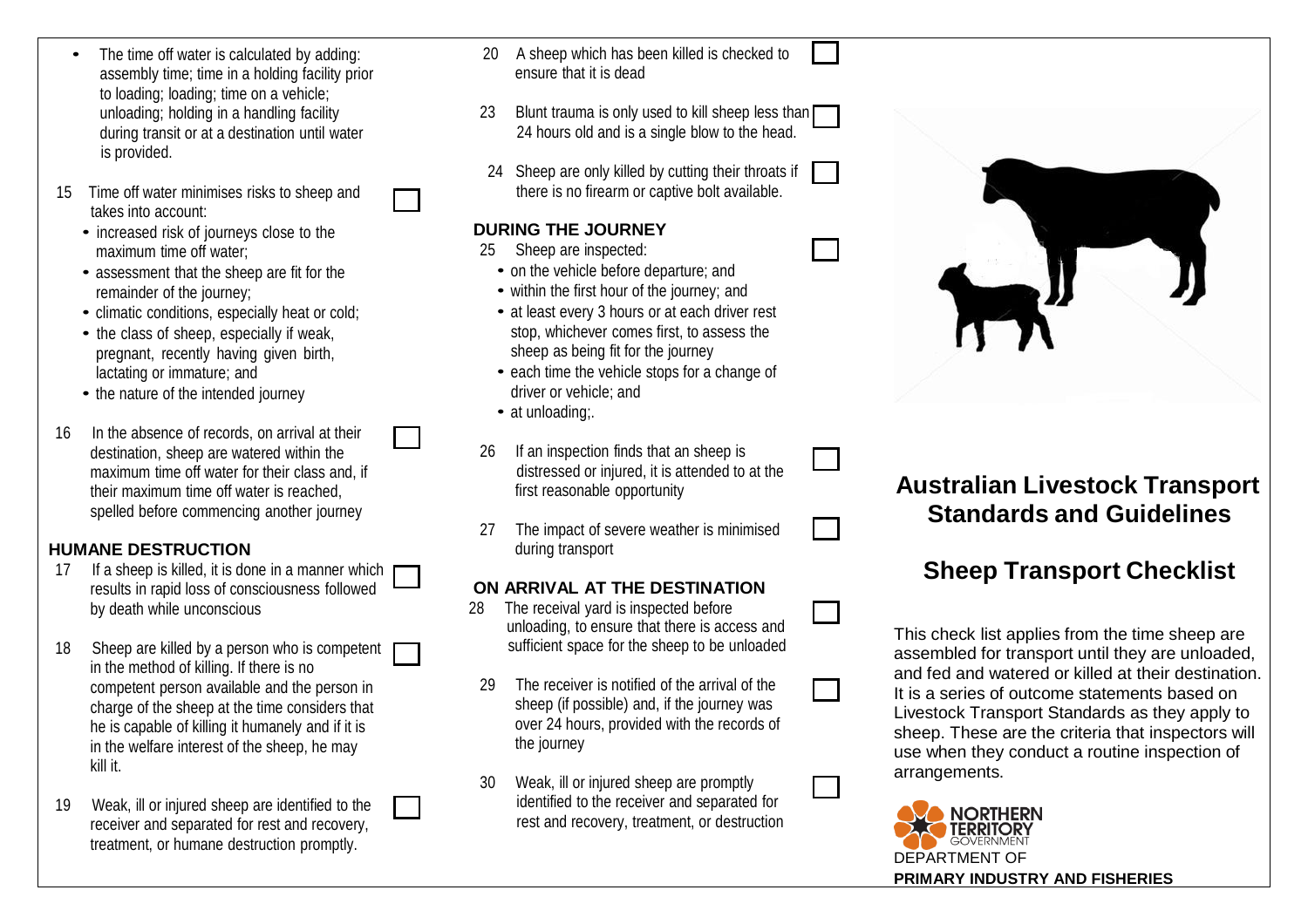- The time off water is calculated by adding: assembly time; time in a holding facility prior to loading; loading; time on a vehicle; unloading; holding in a handling facility during transit or at a destination until water is provided.

15 Time off water minimises risks to sheep and takes into account: ☐
- increased risk of journeys close to the maximum time off water;
- assessment that the sheep are fit for the remainder of the journey;
- climatic conditions, especially heat or cold;
- the class of sheep, especially if weak, pregnant, recently having given birth, lactating or immature; and
- the nature of the intended journey

16 In the absence of records, on arrival at their destination, sheep are watered within the maximum time off water for their class and, if their maximum time off water is reached, spelled before commencing another journey ☐

## HUMANE DESTRUCTION

17 If a sheep is killed, it is done in a manner which results in rapid loss of consciousness followed by death while unconscious ☐

18 Sheep are killed by a person who is competent in the method of killing. If there is no competent person available and the person in charge of the sheep at the time considers that he is capable of killing it humanely and if it is in the welfare interest of the sheep, he may kill it. ☐

19 Weak, ill or injured sheep are identified to the receiver and separated for rest and recovery, treatment, or humane destruction promptly. ☐

20 A sheep which has been killed is checked to ensure that it is dead ☐

23 Blunt trauma is only used to kill sheep less than 24 hours old and is a single blow to the head. ☐

24 Sheep are only killed by cutting their throats if there is no firearm or captive bolt available. ☐

## DURING THE JOURNEY

25 Sheep are inspected: ☐
- on the vehicle before departure; and
- within the first hour of the journey; and
- at least every 3 hours or at each driver rest stop, whichever comes first, to assess the sheep as being fit for the journey
- each time the vehicle stops for a change of driver or vehicle; and
- at unloading;.

26 If an inspection finds that an sheep is distressed or injured, it is attended to at the first reasonable opportunity ☐

27 The impact of severe weather is minimised during transport ☐

## ON ARRIVAL AT THE DESTINATION

28 The receival yard is inspected before unloading, to ensure that there is access and sufficient space for the sheep to be unloaded ☐

29 The receiver is notified of the arrival of the sheep (if possible) and, if the journey was over 24 hours, provided with the records of the journey ☐

30 Weak, ill or injured sheep are promptly identified to the receiver and separated for rest and recovery, treatment, or destruction ☐

# Australian Livestock Transport Standards and Guidelines

# Sheep Transport Checklist

This check list applies from the time sheep are assembled for transport until they are unloaded, and fed and watered or killed at their destination. It is a series of outcome statements based on Livestock Transport Standards as they apply to sheep. These are the criteria that inspectors will use when they conduct a routine inspection of arrangements.

NORTHERN TERRITORY GOVERNMENT

DEPARTMENT OF

**PRIMARY INDUSTRY AND FISHERIES**